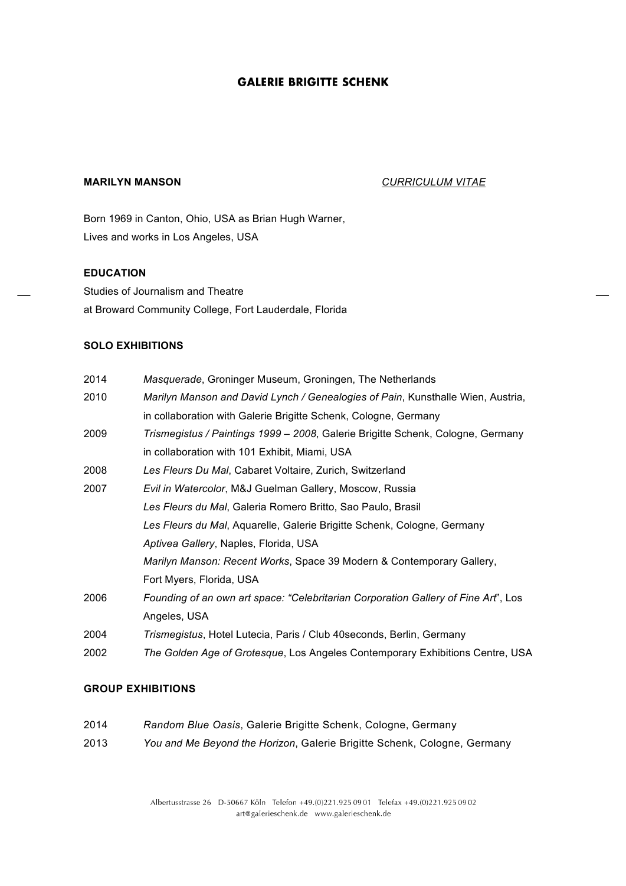# GALERIE BRIGITTE SCHENK

**MARILYN MANSON** *CURRICULUM VITAE*

Born 1969 in Canton, Ohio, USA as Brian Hugh Warner,
Lives and works in Los Angeles, USA

## EDUCATION

Studies of Journalism and Theatre
at Broward Community College, Fort Lauderdale, Florida

## SOLO EXHIBITIONS

2014 *Masquerade*, Groninger Museum, Groningen, The Netherlands

2010 *Marilyn Manson and David Lynch / Genealogies of Pain*, Kunsthalle Wien, Austria, in collaboration with Galerie Brigitte Schenk, Cologne, Germany

2009 *Trismegistus / Paintings 1999 – 2008*, Galerie Brigitte Schenk, Cologne, Germany in collaboration with 101 Exhibit, Miami, USA

2008 *Les Fleurs Du Mal*, Cabaret Voltaire, Zurich, Switzerland

2007 *Evil in Watercolor*, M&J Guelman Gallery, Moscow, Russia
*Les Fleurs du Mal*, Galeria Romero Britto, Sao Paulo, Brasil
*Les Fleurs du Mal*, Aquarelle, Galerie Brigitte Schenk, Cologne, Germany
*Aptivea Gallery*, Naples, Florida, USA
*Marilyn Manson: Recent Works*, Space 39 Modern & Contemporary Gallery, Fort Myers, Florida, USA

2006 *Founding of an own art space: "Celebritarian Corporation Gallery of Fine Art*", Los Angeles, USA

2004 *Trismegistus*, Hotel Lutecia, Paris / Club 40seconds, Berlin, Germany

2002 *The Golden Age of Grotesque*, Los Angeles Contemporary Exhibitions Centre, USA

## GROUP EXHIBITIONS

2014 *Random Blue Oasis*, Galerie Brigitte Schenk, Cologne, Germany

2013 *You and Me Beyond the Horizon*, Galerie Brigitte Schenk, Cologne, Germany

Albertusstrasse 26 D-50667 Köln Telefon +49.(0)221.925 09 01 Telefax +49.(0)221.925 09 02
art@galerieschenk.de www.galerieschenk.de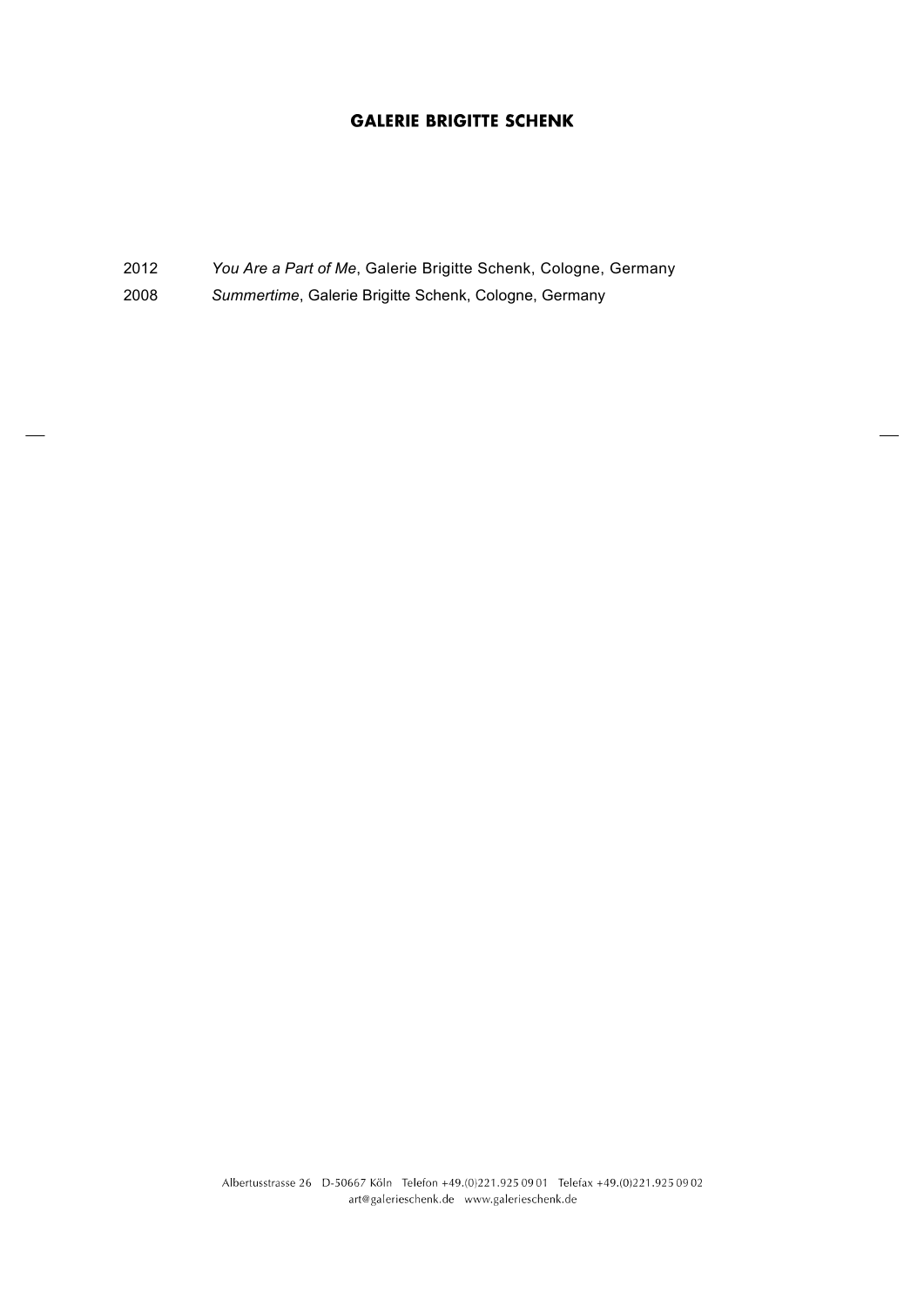2012 *You Are a Part of Me*, Galerie Brigitte Schenk, Cologne, Germany

2008 *Summertime*, Galerie Brigitte Schenk, Cologne, Germany